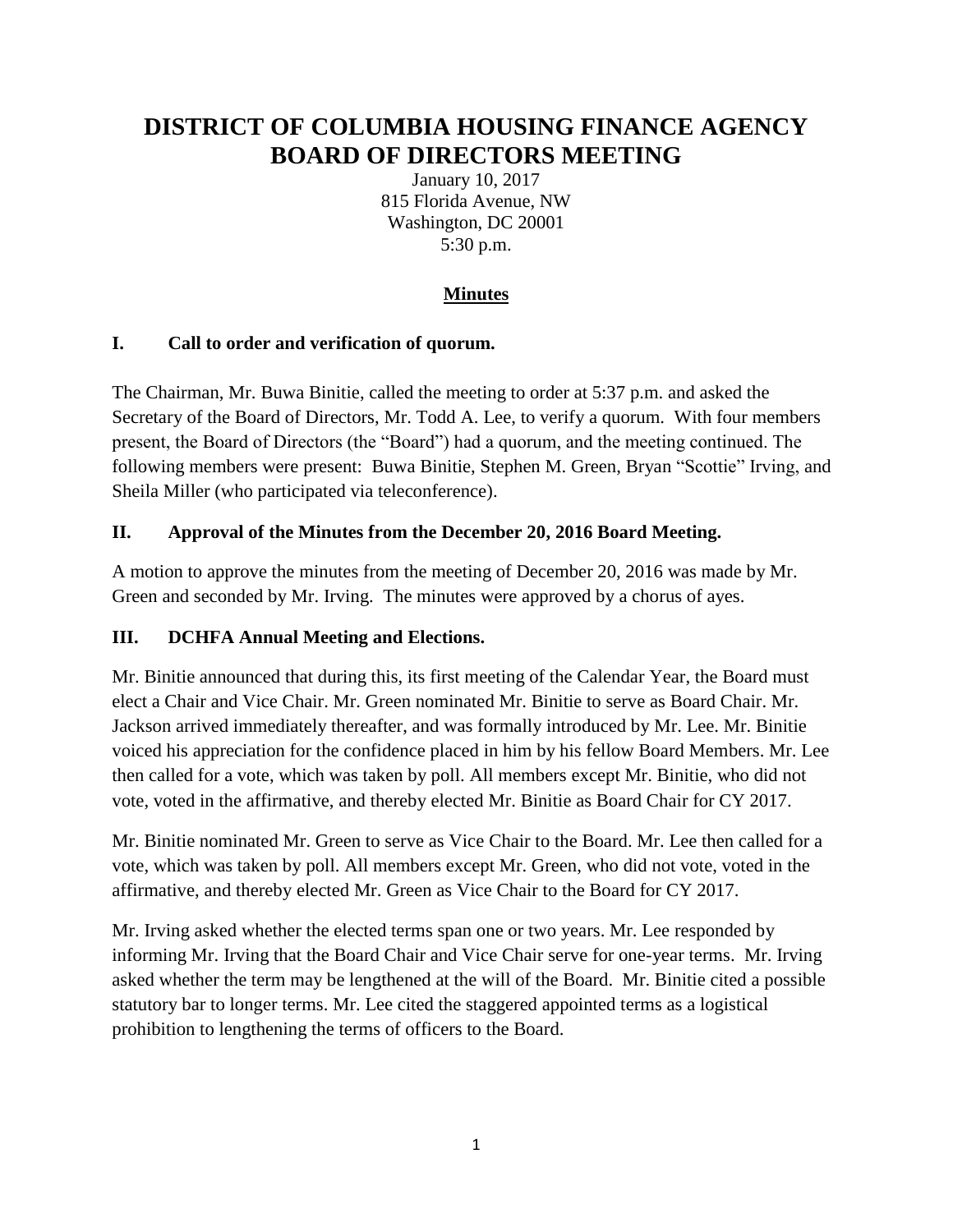# DISTRICT OF COLUMBIA HOUSING FINANCE AGENCY BOARD OF DIRECTORS MEETING

January 10, 2017
815 Florida Avenue, NW
Washington, DC 20001
5:30 p.m.

## Minutes

### I. Call to order and verification of quorum.

The Chairman, Mr. Buwa Binitie, called the meeting to order at 5:37 p.m. and asked the Secretary of the Board of Directors, Mr. Todd A. Lee, to verify a quorum. With four members present, the Board of Directors (the "Board") had a quorum, and the meeting continued. The following members were present: Buwa Binitie, Stephen M. Green, Bryan "Scottie" Irving, and Sheila Miller (who participated via teleconference).

### II. Approval of the Minutes from the December 20, 2016 Board Meeting.

A motion to approve the minutes from the meeting of December 20, 2016 was made by Mr. Green and seconded by Mr. Irving. The minutes were approved by a chorus of ayes.

### III. DCHFA Annual Meeting and Elections.

Mr. Binitie announced that during this, its first meeting of the Calendar Year, the Board must elect a Chair and Vice Chair. Mr. Green nominated Mr. Binitie to serve as Board Chair. Mr. Jackson arrived immediately thereafter, and was formally introduced by Mr. Lee. Mr. Binitie voiced his appreciation for the confidence placed in him by his fellow Board Members. Mr. Lee then called for a vote, which was taken by poll. All members except Mr. Binitie, who did not vote, voted in the affirmative, and thereby elected Mr. Binitie as Board Chair for CY 2017.

Mr. Binitie nominated Mr. Green to serve as Vice Chair to the Board. Mr. Lee then called for a vote, which was taken by poll. All members except Mr. Green, who did not vote, voted in the affirmative, and thereby elected Mr. Green as Vice Chair to the Board for CY 2017.

Mr. Irving asked whether the elected terms span one or two years. Mr. Lee responded by informing Mr. Irving that the Board Chair and Vice Chair serve for one-year terms. Mr. Irving asked whether the term may be lengthened at the will of the Board. Mr. Binitie cited a possible statutory bar to longer terms. Mr. Lee cited the staggered appointed terms as a logistical prohibition to lengthening the terms of officers to the Board.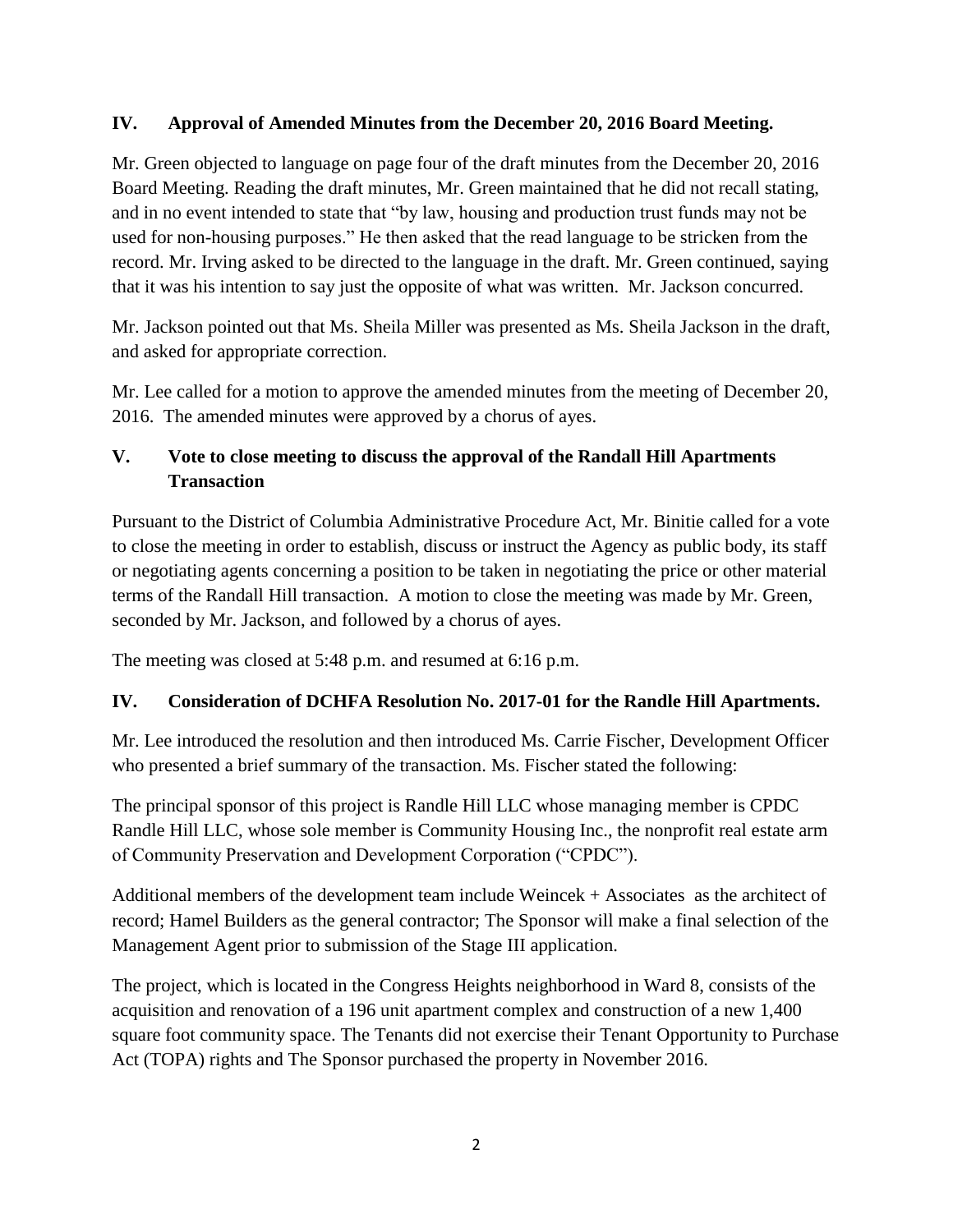## IV. Approval of Amended Minutes from the December 20, 2016 Board Meeting.

Mr. Green objected to language on page four of the draft minutes from the December 20, 2016 Board Meeting. Reading the draft minutes, Mr. Green maintained that he did not recall stating, and in no event intended to state that "by law, housing and production trust funds may not be used for non-housing purposes." He then asked that the read language to be stricken from the record. Mr. Irving asked to be directed to the language in the draft. Mr. Green continued, saying that it was his intention to say just the opposite of what was written. Mr. Jackson concurred.

Mr. Jackson pointed out that Ms. Sheila Miller was presented as Ms. Sheila Jackson in the draft, and asked for appropriate correction.

Mr. Lee called for a motion to approve the amended minutes from the meeting of December 20, 2016. The amended minutes were approved by a chorus of ayes.

## V. Vote to close meeting to discuss the approval of the Randall Hill Apartments Transaction

Pursuant to the District of Columbia Administrative Procedure Act, Mr. Binitie called for a vote to close the meeting in order to establish, discuss or instruct the Agency as public body, its staff or negotiating agents concerning a position to be taken in negotiating the price or other material terms of the Randall Hill transaction. A motion to close the meeting was made by Mr. Green, seconded by Mr. Jackson, and followed by a chorus of ayes.

The meeting was closed at 5:48 p.m. and resumed at 6:16 p.m.

## IV. Consideration of DCHFA Resolution No. 2017-01 for the Randle Hill Apartments.

Mr. Lee introduced the resolution and then introduced Ms. Carrie Fischer, Development Officer who presented a brief summary of the transaction. Ms. Fischer stated the following:

The principal sponsor of this project is Randle Hill LLC whose managing member is CPDC Randle Hill LLC, whose sole member is Community Housing Inc., the nonprofit real estate arm of Community Preservation and Development Corporation ("CPDC").

Additional members of the development team include Weincek + Associates as the architect of record; Hamel Builders as the general contractor; The Sponsor will make a final selection of the Management Agent prior to submission of the Stage III application.

The project, which is located in the Congress Heights neighborhood in Ward 8, consists of the acquisition and renovation of a 196 unit apartment complex and construction of a new 1,400 square foot community space. The Tenants did not exercise their Tenant Opportunity to Purchase Act (TOPA) rights and The Sponsor purchased the property in November 2016.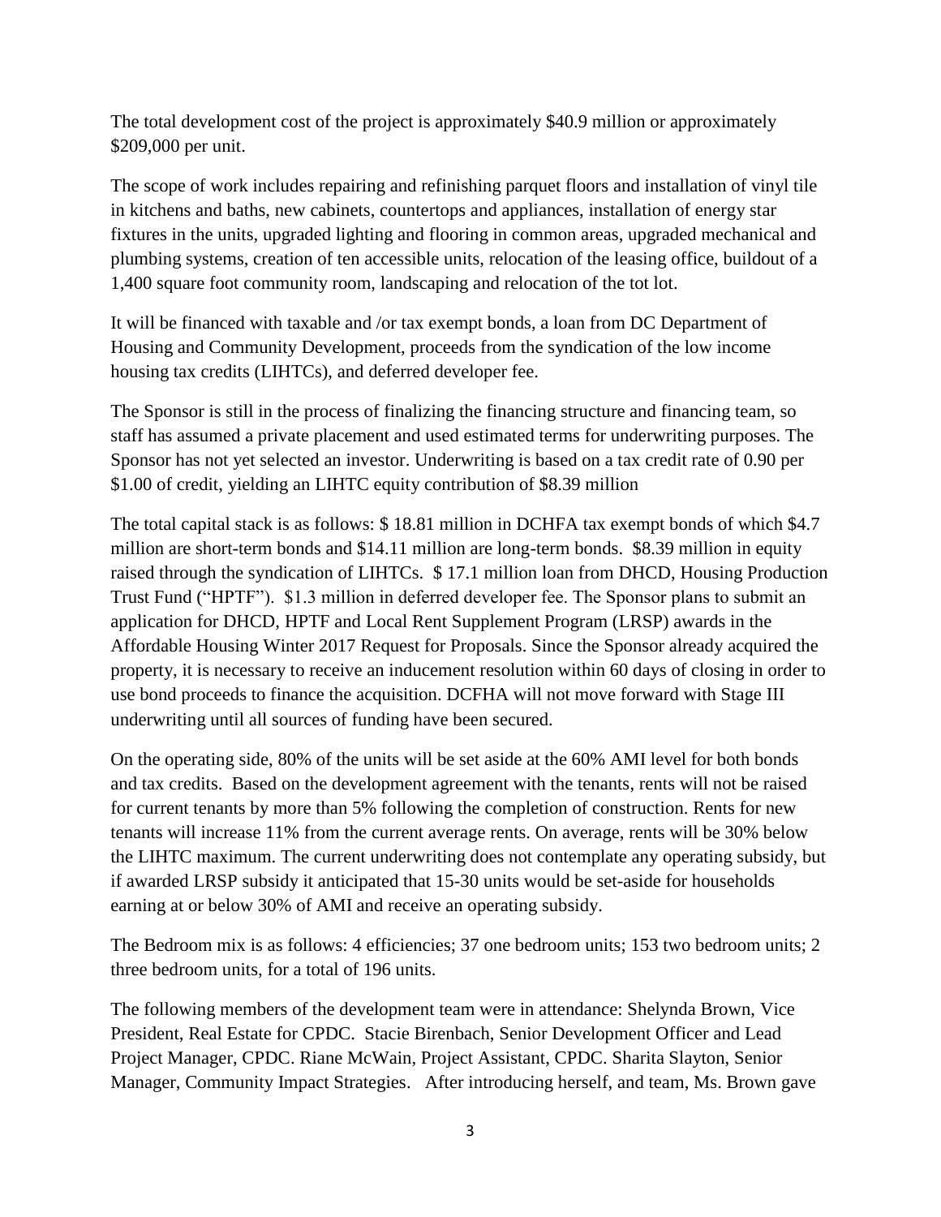The total development cost of the project is approximately $40.9 million or approximately $209,000 per unit.

The scope of work includes repairing and refinishing parquet floors and installation of vinyl tile in kitchens and baths, new cabinets, countertops and appliances, installation of energy star fixtures in the units, upgraded lighting and flooring in common areas, upgraded mechanical and plumbing systems, creation of ten accessible units, relocation of the leasing office, buildout of a 1,400 square foot community room, landscaping and relocation of the tot lot.

It will be financed with taxable and /or tax exempt bonds, a loan from DC Department of Housing and Community Development, proceeds from the syndication of the low income housing tax credits (LIHTCs), and deferred developer fee.

The Sponsor is still in the process of finalizing the financing structure and financing team, so staff has assumed a private placement and used estimated terms for underwriting purposes. The Sponsor has not yet selected an investor. Underwriting is based on a tax credit rate of 0.90 per $1.00 of credit, yielding an LIHTC equity contribution of $8.39 million

The total capital stack is as follows: $ 18.81 million in DCHFA tax exempt bonds of which $4.7 million are short-term bonds and $14.11 million are long-term bonds. $8.39 million in equity raised through the syndication of LIHTCs. $ 17.1 million loan from DHCD, Housing Production Trust Fund ("HPTF"). $1.3 million in deferred developer fee. The Sponsor plans to submit an application for DHCD, HPTF and Local Rent Supplement Program (LRSP) awards in the Affordable Housing Winter 2017 Request for Proposals. Since the Sponsor already acquired the property, it is necessary to receive an inducement resolution within 60 days of closing in order to use bond proceeds to finance the acquisition. DCFHA will not move forward with Stage III underwriting until all sources of funding have been secured.

On the operating side, 80% of the units will be set aside at the 60% AMI level for both bonds and tax credits. Based on the development agreement with the tenants, rents will not be raised for current tenants by more than 5% following the completion of construction. Rents for new tenants will increase 11% from the current average rents. On average, rents will be 30% below the LIHTC maximum. The current underwriting does not contemplate any operating subsidy, but if awarded LRSP subsidy it anticipated that 15-30 units would be set-aside for households earning at or below 30% of AMI and receive an operating subsidy.

The Bedroom mix is as follows: 4 efficiencies; 37 one bedroom units; 153 two bedroom units; 2 three bedroom units, for a total of 196 units.

The following members of the development team were in attendance: Shelynda Brown, Vice President, Real Estate for CPDC. Stacie Birenbach, Senior Development Officer and Lead Project Manager, CPDC. Riane McWain, Project Assistant, CPDC. Sharita Slayton, Senior Manager, Community Impact Strategies. After introducing herself, and team, Ms. Brown gave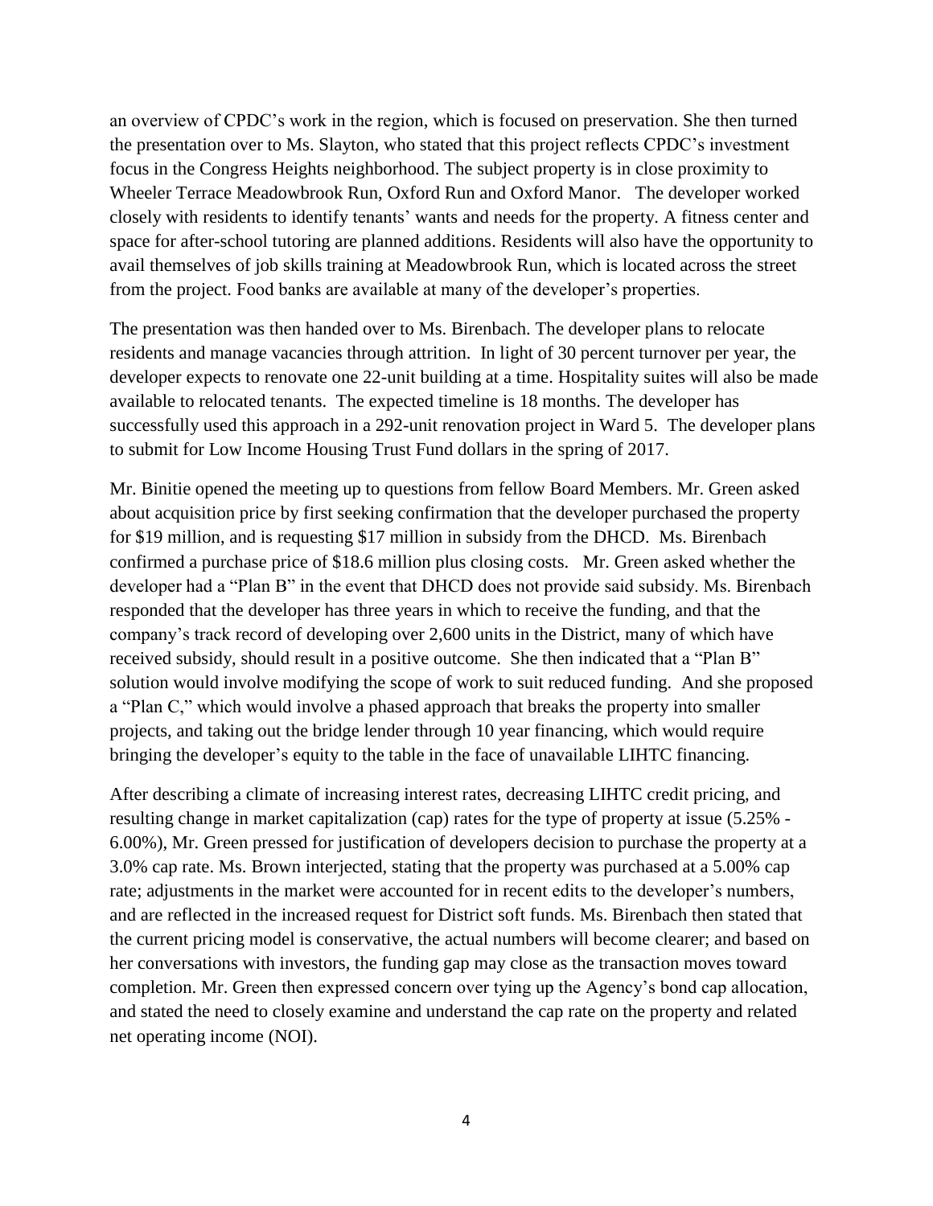an overview of CPDC's work in the region, which is focused on preservation. She then turned the presentation over to Ms. Slayton, who stated that this project reflects CPDC's investment focus in the Congress Heights neighborhood. The subject property is in close proximity to Wheeler Terrace Meadowbrook Run, Oxford Run and Oxford Manor. The developer worked closely with residents to identify tenants' wants and needs for the property. A fitness center and space for after-school tutoring are planned additions. Residents will also have the opportunity to avail themselves of job skills training at Meadowbrook Run, which is located across the street from the project. Food banks are available at many of the developer's properties.

The presentation was then handed over to Ms. Birenbach. The developer plans to relocate residents and manage vacancies through attrition. In light of 30 percent turnover per year, the developer expects to renovate one 22-unit building at a time. Hospitality suites will also be made available to relocated tenants. The expected timeline is 18 months. The developer has successfully used this approach in a 292-unit renovation project in Ward 5. The developer plans to submit for Low Income Housing Trust Fund dollars in the spring of 2017.

Mr. Binitie opened the meeting up to questions from fellow Board Members. Mr. Green asked about acquisition price by first seeking confirmation that the developer purchased the property for $19 million, and is requesting $17 million in subsidy from the DHCD. Ms. Birenbach confirmed a purchase price of $18.6 million plus closing costs. Mr. Green asked whether the developer had a "Plan B" in the event that DHCD does not provide said subsidy. Ms. Birenbach responded that the developer has three years in which to receive the funding, and that the company's track record of developing over 2,600 units in the District, many of which have received subsidy, should result in a positive outcome. She then indicated that a "Plan B" solution would involve modifying the scope of work to suit reduced funding. And she proposed a "Plan C," which would involve a phased approach that breaks the property into smaller projects, and taking out the bridge lender through 10 year financing, which would require bringing the developer's equity to the table in the face of unavailable LIHTC financing.

After describing a climate of increasing interest rates, decreasing LIHTC credit pricing, and resulting change in market capitalization (cap) rates for the type of property at issue (5.25% - 6.00%), Mr. Green pressed for justification of developers decision to purchase the property at a 3.0% cap rate. Ms. Brown interjected, stating that the property was purchased at a 5.00% cap rate; adjustments in the market were accounted for in recent edits to the developer's numbers, and are reflected in the increased request for District soft funds. Ms. Birenbach then stated that the current pricing model is conservative, the actual numbers will become clearer; and based on her conversations with investors, the funding gap may close as the transaction moves toward completion. Mr. Green then expressed concern over tying up the Agency's bond cap allocation, and stated the need to closely examine and understand the cap rate on the property and related net operating income (NOI).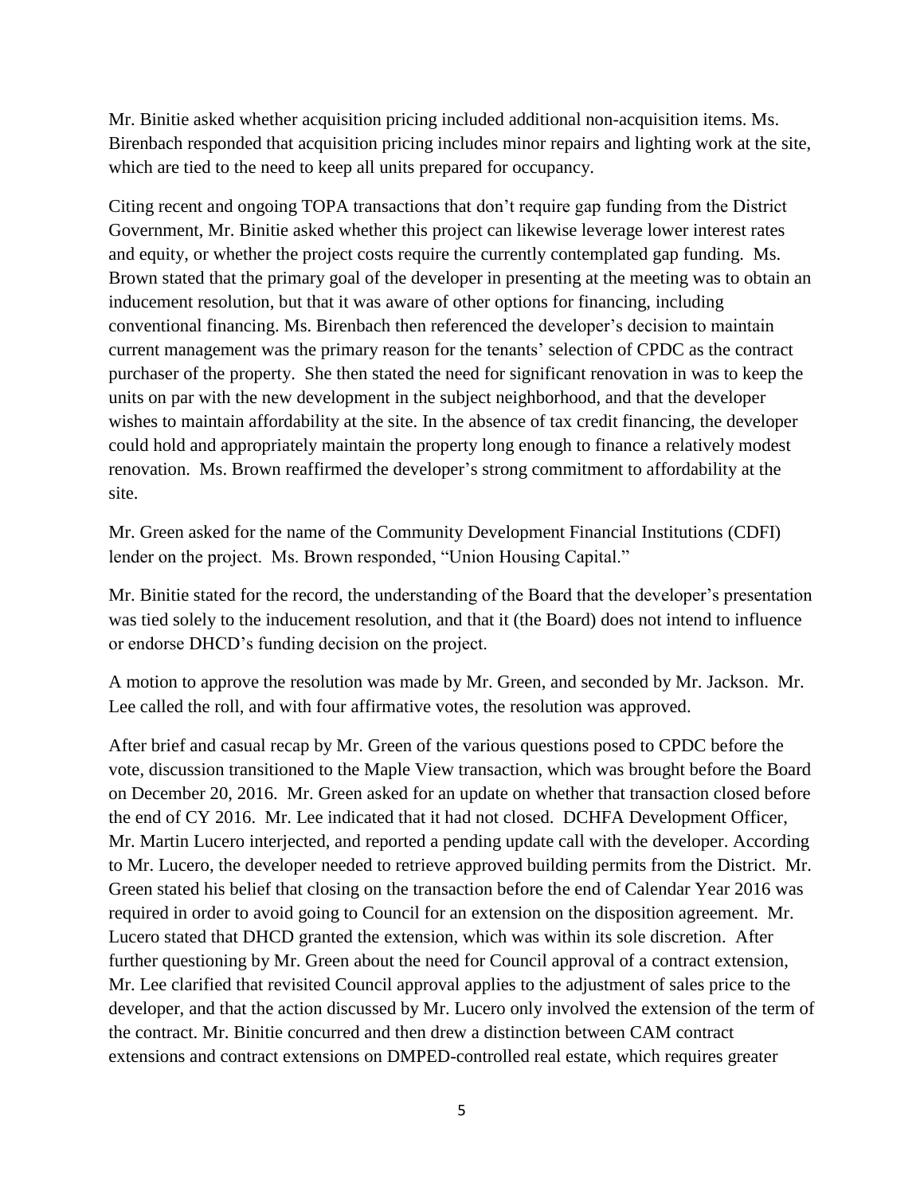Mr. Binitie asked whether acquisition pricing included additional non-acquisition items. Ms. Birenbach responded that acquisition pricing includes minor repairs and lighting work at the site, which are tied to the need to keep all units prepared for occupancy.

Citing recent and ongoing TOPA transactions that don't require gap funding from the District Government, Mr. Binitie asked whether this project can likewise leverage lower interest rates and equity, or whether the project costs require the currently contemplated gap funding. Ms. Brown stated that the primary goal of the developer in presenting at the meeting was to obtain an inducement resolution, but that it was aware of other options for financing, including conventional financing. Ms. Birenbach then referenced the developer's decision to maintain current management was the primary reason for the tenants' selection of CPDC as the contract purchaser of the property. She then stated the need for significant renovation in was to keep the units on par with the new development in the subject neighborhood, and that the developer wishes to maintain affordability at the site. In the absence of tax credit financing, the developer could hold and appropriately maintain the property long enough to finance a relatively modest renovation. Ms. Brown reaffirmed the developer's strong commitment to affordability at the site.

Mr. Green asked for the name of the Community Development Financial Institutions (CDFI) lender on the project. Ms. Brown responded, "Union Housing Capital."

Mr. Binitie stated for the record, the understanding of the Board that the developer's presentation was tied solely to the inducement resolution, and that it (the Board) does not intend to influence or endorse DHCD's funding decision on the project.

A motion to approve the resolution was made by Mr. Green, and seconded by Mr. Jackson. Mr. Lee called the roll, and with four affirmative votes, the resolution was approved.

After brief and casual recap by Mr. Green of the various questions posed to CPDC before the vote, discussion transitioned to the Maple View transaction, which was brought before the Board on December 20, 2016. Mr. Green asked for an update on whether that transaction closed before the end of CY 2016. Mr. Lee indicated that it had not closed. DCHFA Development Officer, Mr. Martin Lucero interjected, and reported a pending update call with the developer. According to Mr. Lucero, the developer needed to retrieve approved building permits from the District. Mr. Green stated his belief that closing on the transaction before the end of Calendar Year 2016 was required in order to avoid going to Council for an extension on the disposition agreement. Mr. Lucero stated that DHCD granted the extension, which was within its sole discretion. After further questioning by Mr. Green about the need for Council approval of a contract extension, Mr. Lee clarified that revisited Council approval applies to the adjustment of sales price to the developer, and that the action discussed by Mr. Lucero only involved the extension of the term of the contract. Mr. Binitie concurred and then drew a distinction between CAM contract extensions and contract extensions on DMPED-controlled real estate, which requires greater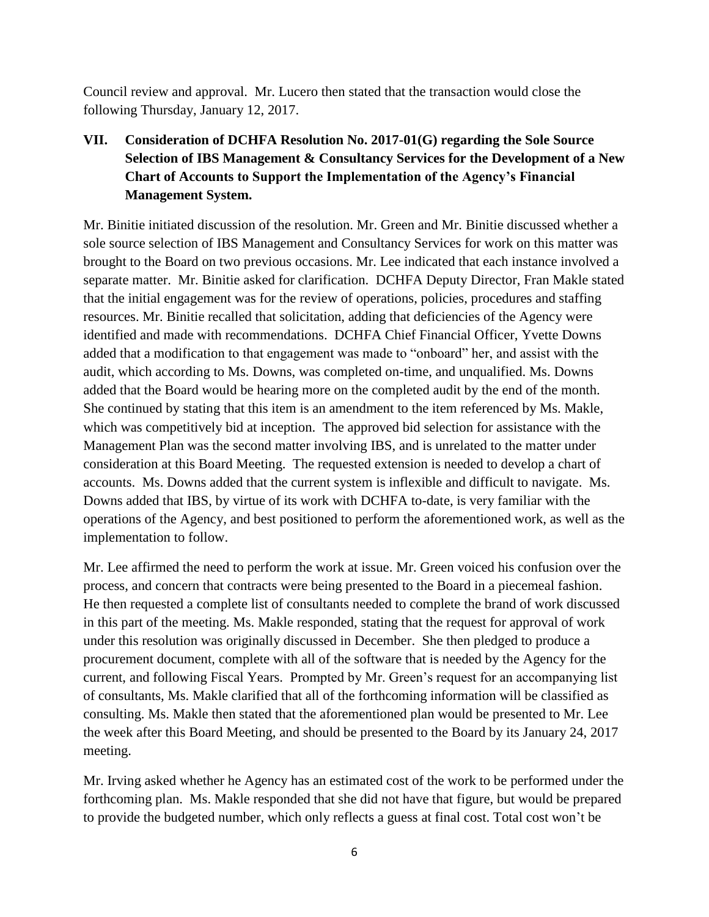Council review and approval. Mr. Lucero then stated that the transaction would close the following Thursday, January 12, 2017.

## VII. Consideration of DCHFA Resolution No. 2017-01(G) regarding the Sole Source Selection of IBS Management & Consultancy Services for the Development of a New Chart of Accounts to Support the Implementation of the Agency's Financial Management System.

Mr. Binitie initiated discussion of the resolution. Mr. Green and Mr. Binitie discussed whether a sole source selection of IBS Management and Consultancy Services for work on this matter was brought to the Board on two previous occasions. Mr. Lee indicated that each instance involved a separate matter. Mr. Binitie asked for clarification. DCHFA Deputy Director, Fran Makle stated that the initial engagement was for the review of operations, policies, procedures and staffing resources. Mr. Binitie recalled that solicitation, adding that deficiencies of the Agency were identified and made with recommendations. DCHFA Chief Financial Officer, Yvette Downs added that a modification to that engagement was made to "onboard" her, and assist with the audit, which according to Ms. Downs, was completed on-time, and unqualified. Ms. Downs added that the Board would be hearing more on the completed audit by the end of the month. She continued by stating that this item is an amendment to the item referenced by Ms. Makle, which was competitively bid at inception. The approved bid selection for assistance with the Management Plan was the second matter involving IBS, and is unrelated to the matter under consideration at this Board Meeting. The requested extension is needed to develop a chart of accounts. Ms. Downs added that the current system is inflexible and difficult to navigate. Ms. Downs added that IBS, by virtue of its work with DCHFA to-date, is very familiar with the operations of the Agency, and best positioned to perform the aforementioned work, as well as the implementation to follow.

Mr. Lee affirmed the need to perform the work at issue. Mr. Green voiced his confusion over the process, and concern that contracts were being presented to the Board in a piecemeal fashion. He then requested a complete list of consultants needed to complete the brand of work discussed in this part of the meeting. Ms. Makle responded, stating that the request for approval of work under this resolution was originally discussed in December. She then pledged to produce a procurement document, complete with all of the software that is needed by the Agency for the current, and following Fiscal Years. Prompted by Mr. Green's request for an accompanying list of consultants, Ms. Makle clarified that all of the forthcoming information will be classified as consulting. Ms. Makle then stated that the aforementioned plan would be presented to Mr. Lee the week after this Board Meeting, and should be presented to the Board by its January 24, 2017 meeting.

Mr. Irving asked whether he Agency has an estimated cost of the work to be performed under the forthcoming plan. Ms. Makle responded that she did not have that figure, but would be prepared to provide the budgeted number, which only reflects a guess at final cost. Total cost won't be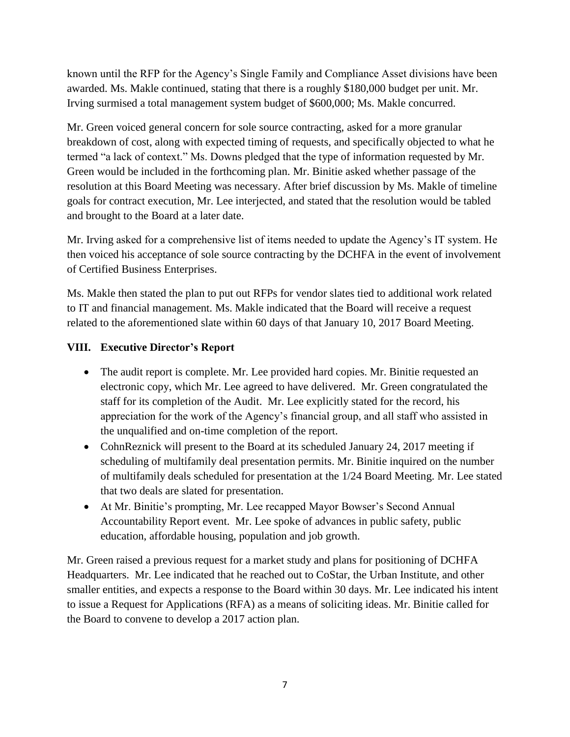known until the RFP for the Agency's Single Family and Compliance Asset divisions have been awarded. Ms. Makle continued, stating that there is a roughly $180,000 budget per unit. Mr. Irving surmised a total management system budget of $600,000; Ms. Makle concurred.

Mr. Green voiced general concern for sole source contracting, asked for a more granular breakdown of cost, along with expected timing of requests, and specifically objected to what he termed "a lack of context." Ms. Downs pledged that the type of information requested by Mr. Green would be included in the forthcoming plan. Mr. Binitie asked whether passage of the resolution at this Board Meeting was necessary. After brief discussion by Ms. Makle of timeline goals for contract execution, Mr. Lee interjected, and stated that the resolution would be tabled and brought to the Board at a later date.

Mr. Irving asked for a comprehensive list of items needed to update the Agency's IT system. He then voiced his acceptance of sole source contracting by the DCHFA in the event of involvement of Certified Business Enterprises.

Ms. Makle then stated the plan to put out RFPs for vendor slates tied to additional work related to IT and financial management. Ms. Makle indicated that the Board will receive a request related to the aforementioned slate within 60 days of that January 10, 2017 Board Meeting.

## VIII. Executive Director's Report

- The audit report is complete. Mr. Lee provided hard copies. Mr. Binitie requested an electronic copy, which Mr. Lee agreed to have delivered. Mr. Green congratulated the staff for its completion of the Audit. Mr. Lee explicitly stated for the record, his appreciation for the work of the Agency's financial group, and all staff who assisted in the unqualified and on-time completion of the report.
- CohnReznick will present to the Board at its scheduled January 24, 2017 meeting if scheduling of multifamily deal presentation permits. Mr. Binitie inquired on the number of multifamily deals scheduled for presentation at the 1/24 Board Meeting. Mr. Lee stated that two deals are slated for presentation.
- At Mr. Binitie's prompting, Mr. Lee recapped Mayor Bowser's Second Annual Accountability Report event. Mr. Lee spoke of advances in public safety, public education, affordable housing, population and job growth.

Mr. Green raised a previous request for a market study and plans for positioning of DCHFA Headquarters. Mr. Lee indicated that he reached out to CoStar, the Urban Institute, and other smaller entities, and expects a response to the Board within 30 days. Mr. Lee indicated his intent to issue a Request for Applications (RFA) as a means of soliciting ideas. Mr. Binitie called for the Board to convene to develop a 2017 action plan.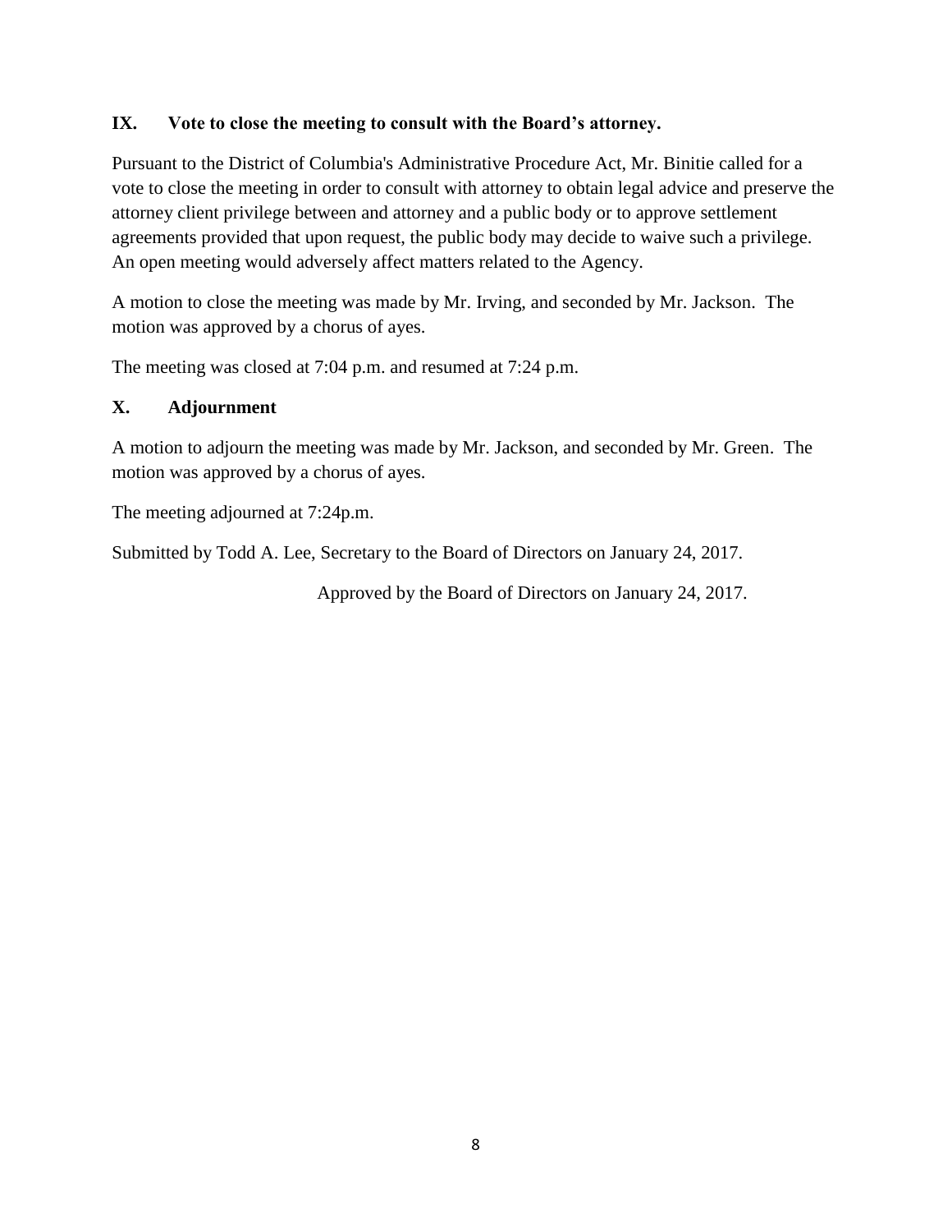## IX. Vote to close the meeting to consult with the Board's attorney.

Pursuant to the District of Columbia's Administrative Procedure Act, Mr. Binitie called for a vote to close the meeting in order to consult with attorney to obtain legal advice and preserve the attorney client privilege between and attorney and a public body or to approve settlement agreements provided that upon request, the public body may decide to waive such a privilege. An open meeting would adversely affect matters related to the Agency.

A motion to close the meeting was made by Mr. Irving, and seconded by Mr. Jackson. The motion was approved by a chorus of ayes.

The meeting was closed at 7:04 p.m. and resumed at 7:24 p.m.

## X. Adjournment

A motion to adjourn the meeting was made by Mr. Jackson, and seconded by Mr. Green. The motion was approved by a chorus of ayes.

The meeting adjourned at 7:24p.m.

Submitted by Todd A. Lee, Secretary to the Board of Directors on January 24, 2017.

Approved by the Board of Directors on January 24, 2017.